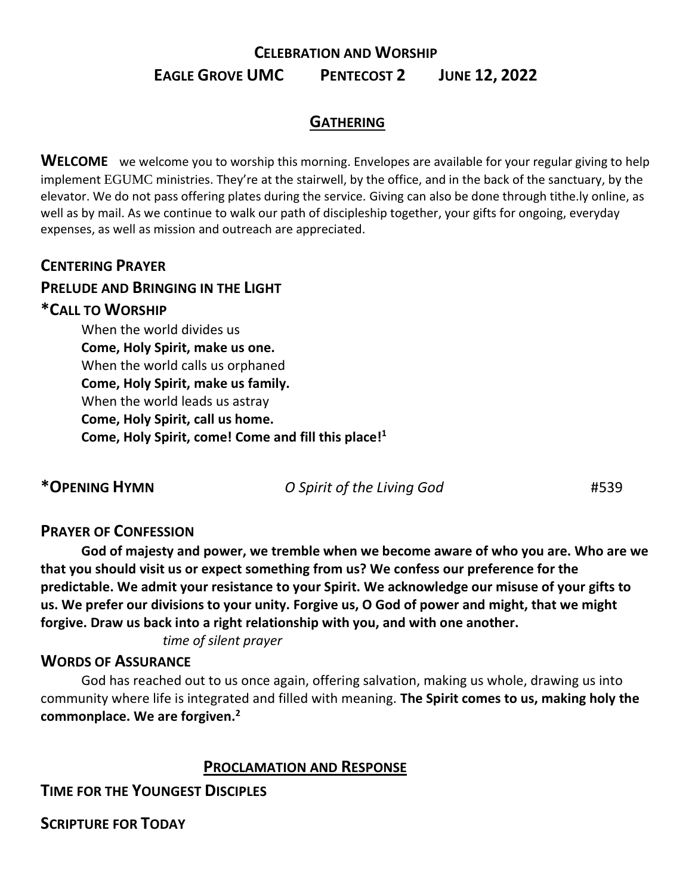# CELEBRATION AND WORSHIP

## EAGLE GROVE UMC    PENTECOST 2    JUNE 12, 2022

## GATHERING

**WELCOME** we welcome you to worship this morning. Envelopes are available for your regular giving to help implement EGUMC ministries. They're at the stairwell, by the office, and in the back of the sanctuary, by the elevator. We do not pass offering plates during the service. Giving can also be done through tithe.ly online, as well as by mail. As we continue to walk our path of discipleship together, your gifts for ongoing, everyday expenses, as well as mission and outreach are appreciated.

**CENTERING PRAYER**

**PRELUDE AND BRINGING IN THE LIGHT**

**\*CALL TO WORSHIP**

When the world divides us
**Come, Holy Spirit, make us one.**
When the world calls us orphaned
**Come, Holy Spirit, make us family.**
When the world leads us astray
**Come, Holy Spirit, call us home.**
**Come, Holy Spirit, come! Come and fill this place!**[1]

**\*OPENING HYMN** *O Spirit of the Living God* #539

**PRAYER OF CONFESSION**

**God of majesty and power, we tremble when we become aware of who you are. Who are we that you should visit us or expect something from us? We confess our preference for the predictable. We admit your resistance to your Spirit. We acknowledge our misuse of your gifts to us. We prefer our divisions to your unity. Forgive us, O God of power and might, that we might forgive. Draw us back into a right relationship with you, and with one another.**

*time of silent prayer*

**WORDS OF ASSURANCE**

God has reached out to us once again, offering salvation, making us whole, drawing us into community where life is integrated and filled with meaning. **The Spirit comes to us, making holy the commonplace. We are forgiven.**[2]

## PROCLAMATION AND RESPONSE

**TIME FOR THE YOUNGEST DISCIPLES**

**SCRIPTURE FOR TODAY**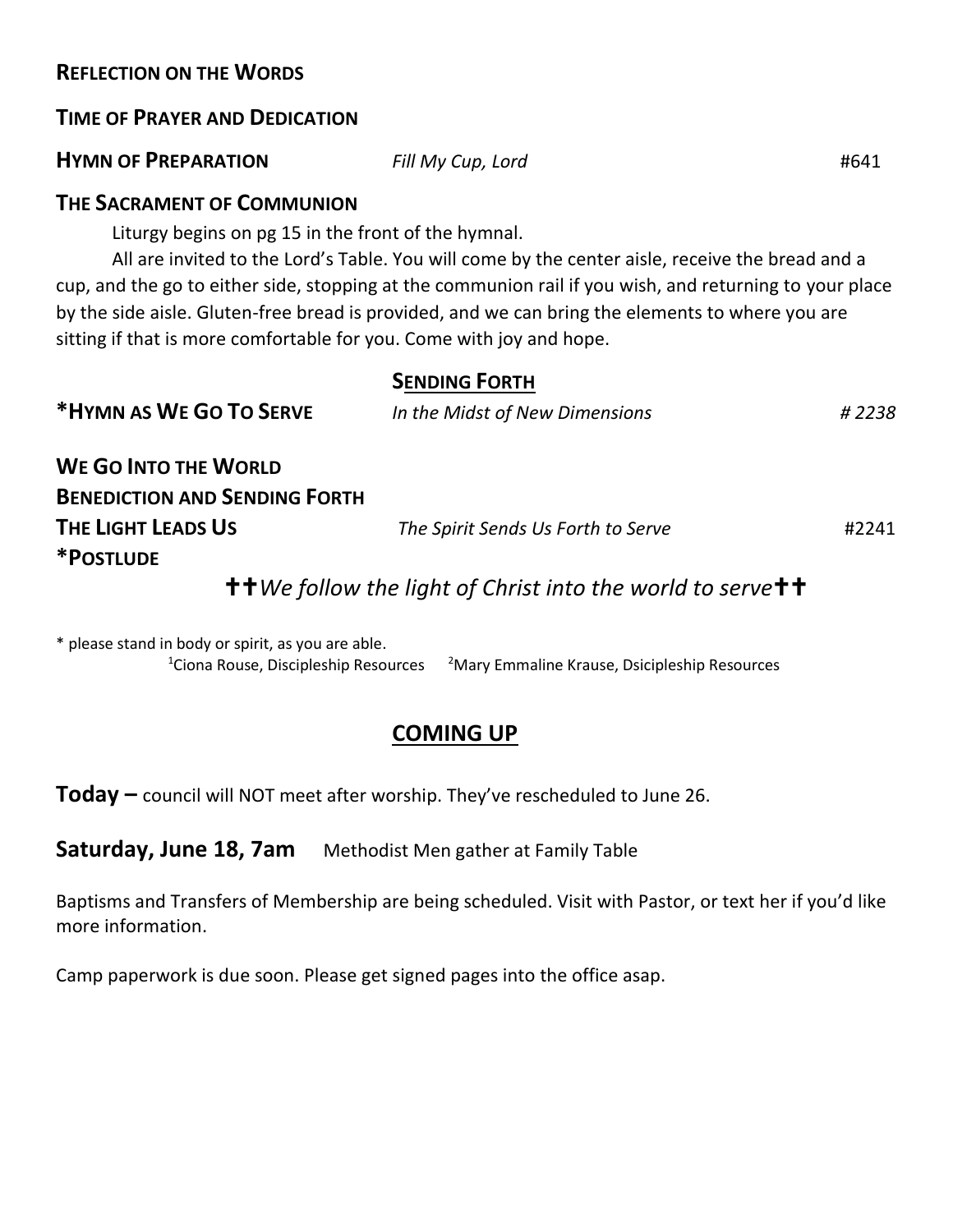**REFLECTION ON THE WORDS**

**TIME OF PRAYER AND DEDICATION**

**HYMN OF PREPARATION** *Fill My Cup, Lord* #641

**THE SACRAMENT OF COMMUNION**

Liturgy begins on pg 15 in the front of the hymnal.

All are invited to the Lord's Table. You will come by the center aisle, receive the bread and a cup, and the go to either side, stopping at the communion rail if you wish, and returning to your place by the side aisle. Gluten-free bread is provided, and we can bring the elements to where you are sitting if that is more comfortable for you. Come with joy and hope.

## SENDING FORTH

**\*HYMN AS WE GO TO SERVE** *In the Midst of New Dimensions* # 2238

**WE GO INTO THE WORLD**

**BENEDICTION AND SENDING FORTH**

**THE LIGHT LEADS US** *The Spirit Sends Us Forth to Serve* #2241

**\*POSTLUDE**

✝✝*We follow the light of Christ into the world to serve*✝✝

\* please stand in body or spirit, as you are able.

[1]Ciona Rouse, Discipleship Resources [2]Mary Emmaline Krause, Dsicipleship Resources

## COMING UP

**Today –** council will NOT meet after worship. They've rescheduled to June 26.

**Saturday, June 18, 7am** Methodist Men gather at Family Table

Baptisms and Transfers of Membership are being scheduled. Visit with Pastor, or text her if you'd like more information.

Camp paperwork is due soon. Please get signed pages into the office asap.